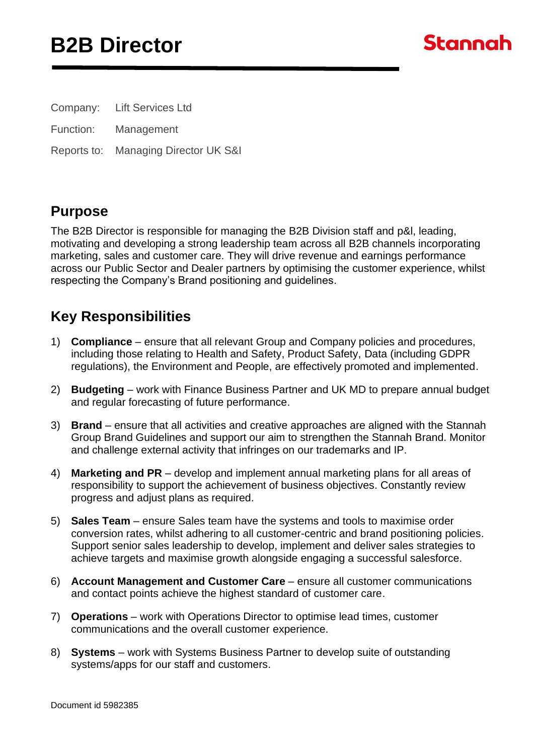# B2B Director

Stannah

Company: Lift Services Ltd

Function: Management

Reports to: Managing Director UK S&I

## Purpose

The B2B Director is responsible for managing the B2B Division staff and p&l, leading, motivating and developing a strong leadership team across all B2B channels incorporating marketing, sales and customer care. They will drive revenue and earnings performance across our Public Sector and Dealer partners by optimising the customer experience, whilst respecting the Company's Brand positioning and guidelines.

## Key Responsibilities

1) **Compliance** – ensure that all relevant Group and Company policies and procedures, including those relating to Health and Safety, Product Safety, Data (including GDPR regulations), the Environment and People, are effectively promoted and implemented.

2) **Budgeting** – work with Finance Business Partner and UK MD to prepare annual budget and regular forecasting of future performance.

3) **Brand** – ensure that all activities and creative approaches are aligned with the Stannah Group Brand Guidelines and support our aim to strengthen the Stannah Brand. Monitor and challenge external activity that infringes on our trademarks and IP.

4) **Marketing and PR** – develop and implement annual marketing plans for all areas of responsibility to support the achievement of business objectives. Constantly review progress and adjust plans as required.

5) **Sales Team** – ensure Sales team have the systems and tools to maximise order conversion rates, whilst adhering to all customer-centric and brand positioning policies. Support senior sales leadership to develop, implement and deliver sales strategies to achieve targets and maximise growth alongside engaging a successful salesforce.

6) **Account Management and Customer Care** – ensure all customer communications and contact points achieve the highest standard of customer care.

7) **Operations** – work with Operations Director to optimise lead times, customer communications and the overall customer experience.

8) **Systems** – work with Systems Business Partner to develop suite of outstanding systems/apps for our staff and customers.

Document id 5982385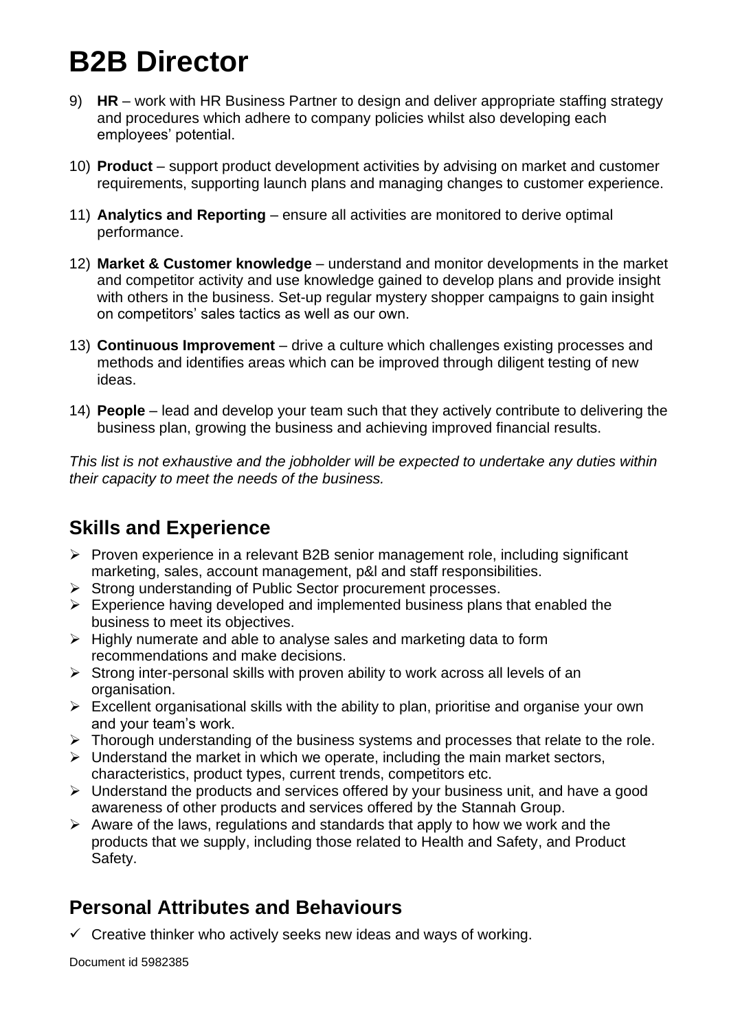# B2B Director

9) **HR** – work with HR Business Partner to design and deliver appropriate staffing strategy and procedures which adhere to company policies whilst also developing each employees' potential.

10) **Product** – support product development activities by advising on market and customer requirements, supporting launch plans and managing changes to customer experience.

11) **Analytics and Reporting** – ensure all activities are monitored to derive optimal performance.

12) **Market & Customer knowledge** – understand and monitor developments in the market and competitor activity and use knowledge gained to develop plans and provide insight with others in the business. Set-up regular mystery shopper campaigns to gain insight on competitors' sales tactics as well as our own.

13) **Continuous Improvement** – drive a culture which challenges existing processes and methods and identifies areas which can be improved through diligent testing of new ideas.

14) **People** – lead and develop your team such that they actively contribute to delivering the business plan, growing the business and achieving improved financial results.

*This list is not exhaustive and the jobholder will be expected to undertake any duties within their capacity to meet the needs of the business.*

## Skills and Experience

- Proven experience in a relevant B2B senior management role, including significant marketing, sales, account management, p&l and staff responsibilities.
- Strong understanding of Public Sector procurement processes.
- Experience having developed and implemented business plans that enabled the business to meet its objectives.
- Highly numerate and able to analyse sales and marketing data to form recommendations and make decisions.
- Strong inter-personal skills with proven ability to work across all levels of an organisation.
- Excellent organisational skills with the ability to plan, prioritise and organise your own and your team's work.
- Thorough understanding of the business systems and processes that relate to the role.
- Understand the market in which we operate, including the main market sectors, characteristics, product types, current trends, competitors etc.
- Understand the products and services offered by your business unit, and have a good awareness of other products and services offered by the Stannah Group.
- Aware of the laws, regulations and standards that apply to how we work and the products that we supply, including those related to Health and Safety, and Product Safety.

## Personal Attributes and Behaviours

- ✓ Creative thinker who actively seeks new ideas and ways of working.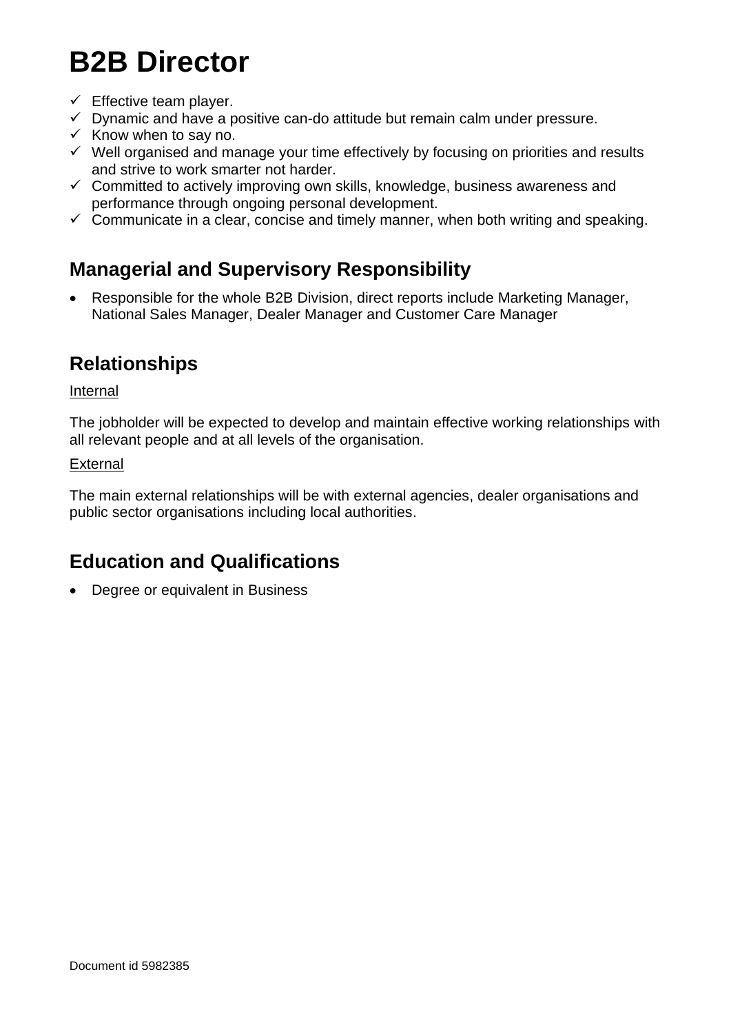# B2B Director

- ✓ Effective team player.
- ✓ Dynamic and have a positive can-do attitude but remain calm under pressure.
- ✓ Know when to say no.
- ✓ Well organised and manage your time effectively by focusing on priorities and results and strive to work smarter not harder.
- ✓ Committed to actively improving own skills, knowledge, business awareness and performance through ongoing personal development.
- ✓ Communicate in a clear, concise and timely manner, when both writing and speaking.

## Managerial and Supervisory Responsibility

- Responsible for the whole B2B Division, direct reports include Marketing Manager, National Sales Manager, Dealer Manager and Customer Care Manager

## Relationships

Internal

The jobholder will be expected to develop and maintain effective working relationships with all relevant people and at all levels of the organisation.

External

The main external relationships will be with external agencies, dealer organisations and public sector organisations including local authorities.

## Education and Qualifications

- Degree or equivalent in Business

Document id 5982385